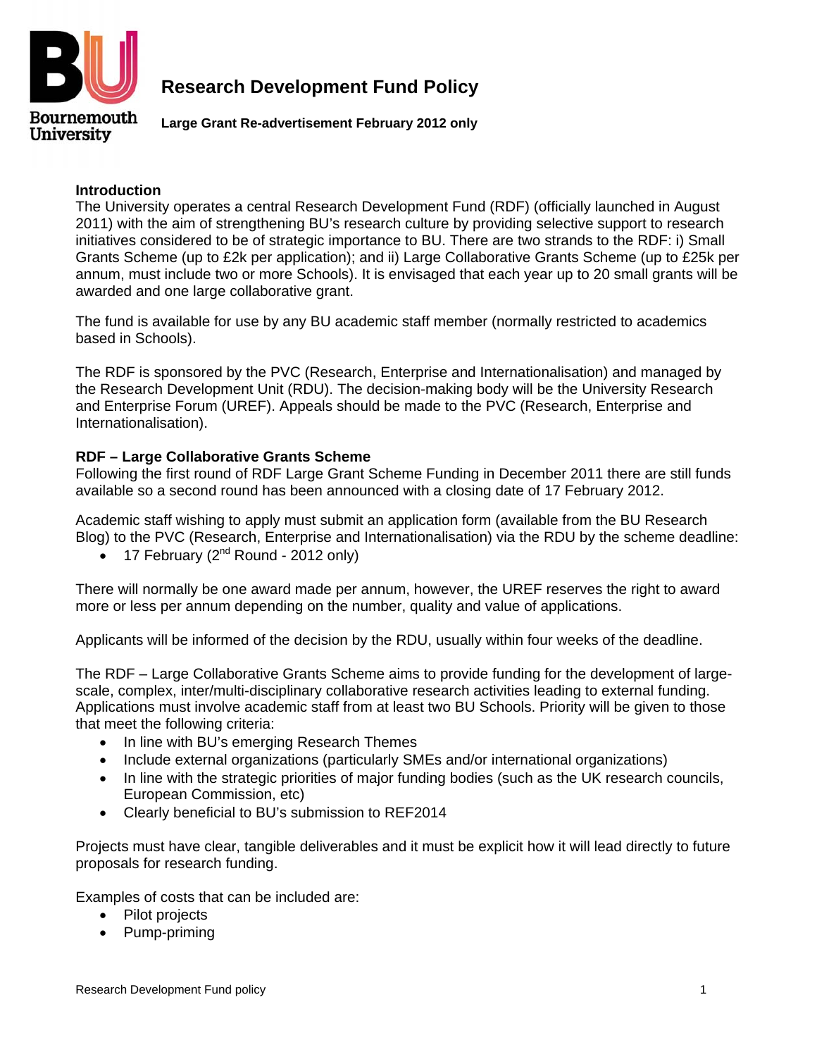# Research Development Fund Policy

**Large Grant Re-advertisement February 2012 only**

**Introduction**

The University operates a central Research Development Fund (RDF) (officially launched in August 2011) with the aim of strengthening BU's research culture by providing selective support to research initiatives considered to be of strategic importance to BU. There are two strands to the RDF: i) Small Grants Scheme (up to £2k per application); and ii) Large Collaborative Grants Scheme (up to £25k per annum, must include two or more Schools). It is envisaged that each year up to 20 small grants will be awarded and one large collaborative grant.

The fund is available for use by any BU academic staff member (normally restricted to academics based in Schools).

The RDF is sponsored by the PVC (Research, Enterprise and Internationalisation) and managed by the Research Development Unit (RDU). The decision-making body will be the University Research and Enterprise Forum (UREF). Appeals should be made to the PVC (Research, Enterprise and Internationalisation).

**RDF – Large Collaborative Grants Scheme**

Following the first round of RDF Large Grant Scheme Funding in December 2011 there are still funds available so a second round has been announced with a closing date of 17 February 2012.

Academic staff wishing to apply must submit an application form (available from the BU Research Blog) to the PVC (Research, Enterprise and Internationalisation) via the RDU by the scheme deadline:

- 17 February (2nd Round - 2012 only)

There will normally be one award made per annum, however, the UREF reserves the right to award more or less per annum depending on the number, quality and value of applications.

Applicants will be informed of the decision by the RDU, usually within four weeks of the deadline.

The RDF – Large Collaborative Grants Scheme aims to provide funding for the development of large-scale, complex, inter/multi-disciplinary collaborative research activities leading to external funding. Applications must involve academic staff from at least two BU Schools. Priority will be given to those that meet the following criteria:

- In line with BU's emerging Research Themes
- Include external organizations (particularly SMEs and/or international organizations)
- In line with the strategic priorities of major funding bodies (such as the UK research councils, European Commission, etc)
- Clearly beneficial to BU's submission to REF2014

Projects must have clear, tangible deliverables and it must be explicit how it will lead directly to future proposals for research funding.

Examples of costs that can be included are:

- Pilot projects
- Pump-priming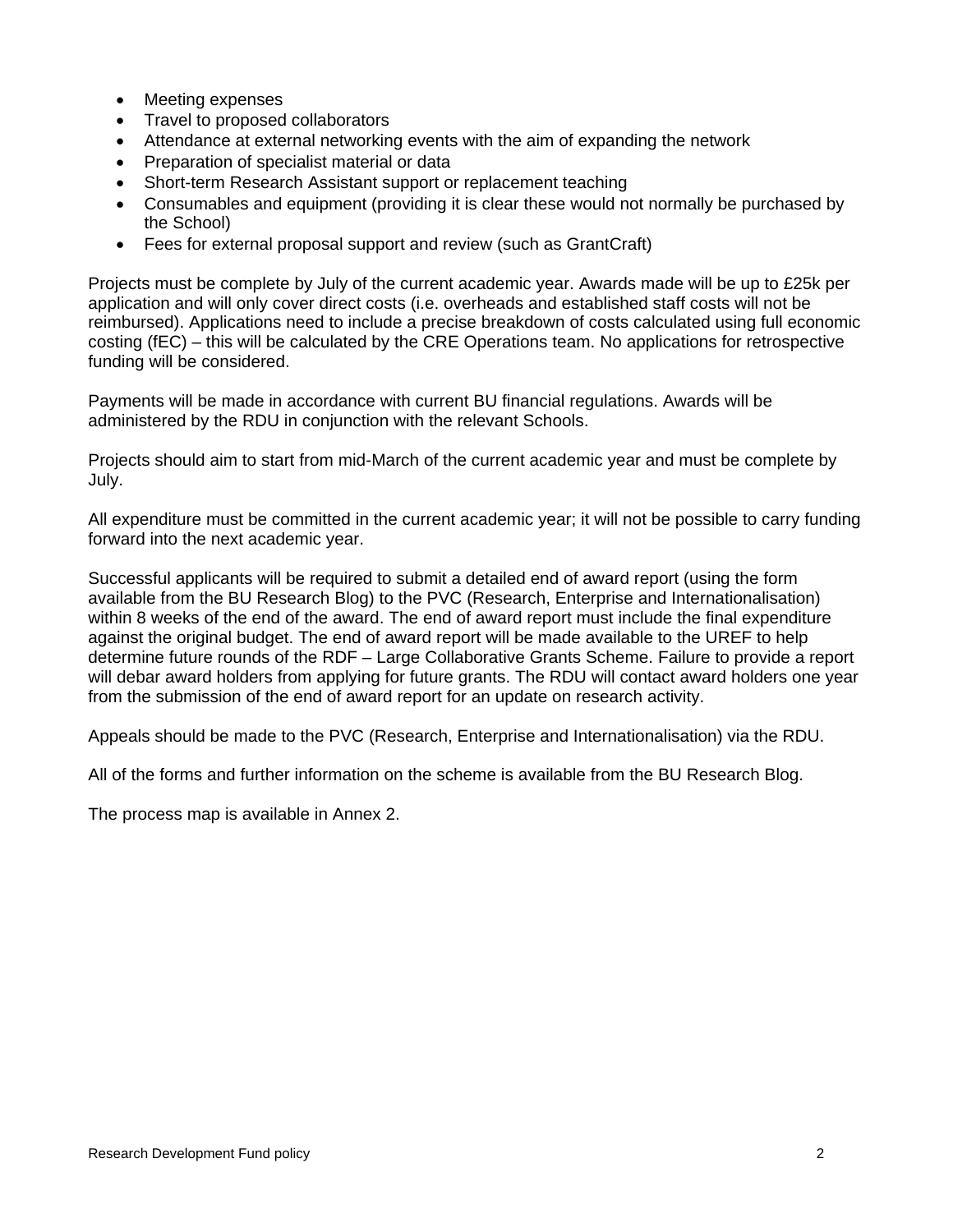- Meeting expenses
- Travel to proposed collaborators
- Attendance at external networking events with the aim of expanding the network
- Preparation of specialist material or data
- Short-term Research Assistant support or replacement teaching
- Consumables and equipment (providing it is clear these would not normally be purchased by the School)
- Fees for external proposal support and review (such as GrantCraft)

Projects must be complete by July of the current academic year. Awards made will be up to £25k per application and will only cover direct costs (i.e. overheads and established staff costs will not be reimbursed). Applications need to include a precise breakdown of costs calculated using full economic costing (fEC) – this will be calculated by the CRE Operations team. No applications for retrospective funding will be considered.

Payments will be made in accordance with current BU financial regulations. Awards will be administered by the RDU in conjunction with the relevant Schools.

Projects should aim to start from mid-March of the current academic year and must be complete by July.

All expenditure must be committed in the current academic year; it will not be possible to carry funding forward into the next academic year.

Successful applicants will be required to submit a detailed end of award report (using the form available from the BU Research Blog) to the PVC (Research, Enterprise and Internationalisation) within 8 weeks of the end of the award. The end of award report must include the final expenditure against the original budget. The end of award report will be made available to the UREF to help determine future rounds of the RDF – Large Collaborative Grants Scheme. Failure to provide a report will debar award holders from applying for future grants. The RDU will contact award holders one year from the submission of the end of award report for an update on research activity.

Appeals should be made to the PVC (Research, Enterprise and Internationalisation) via the RDU.

All of the forms and further information on the scheme is available from the BU Research Blog.

The process map is available in Annex 2.